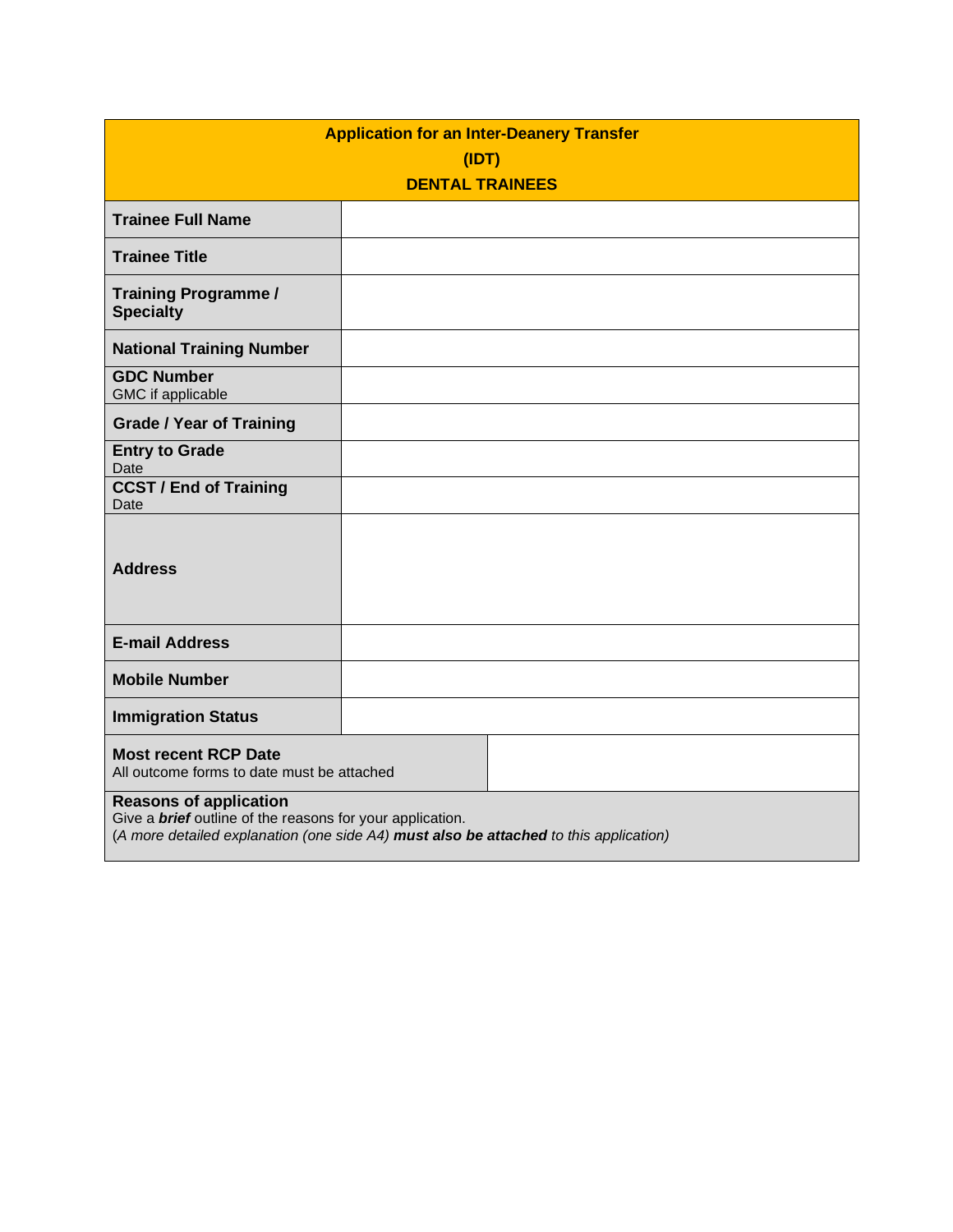| **Application for an Inter-Deanery Transfer (IDT) DENTAL TRAINEES** | |
|---|---|
| **Trainee Full Name** | |
| **Trainee Title** | |
| **Training Programme / Specialty** | |
| **National Training Number** | |
| **GDC Number** GMC if applicable | |
| **Grade / Year of Training** | |
| **Entry to Grade** Date | |
| **CCST / End of Training** Date | |
| **Address** | |
| **E-mail Address** | |
| **Mobile Number** | |
| **Immigration Status** | |
| **Most recent RCP Date** All outcome forms to date must be attached | |
| **Reasons of application** Give a ***brief*** outline of the reasons for your application. (*A more detailed explanation (one side A4)* ***must also be attached*** *to this application)* | |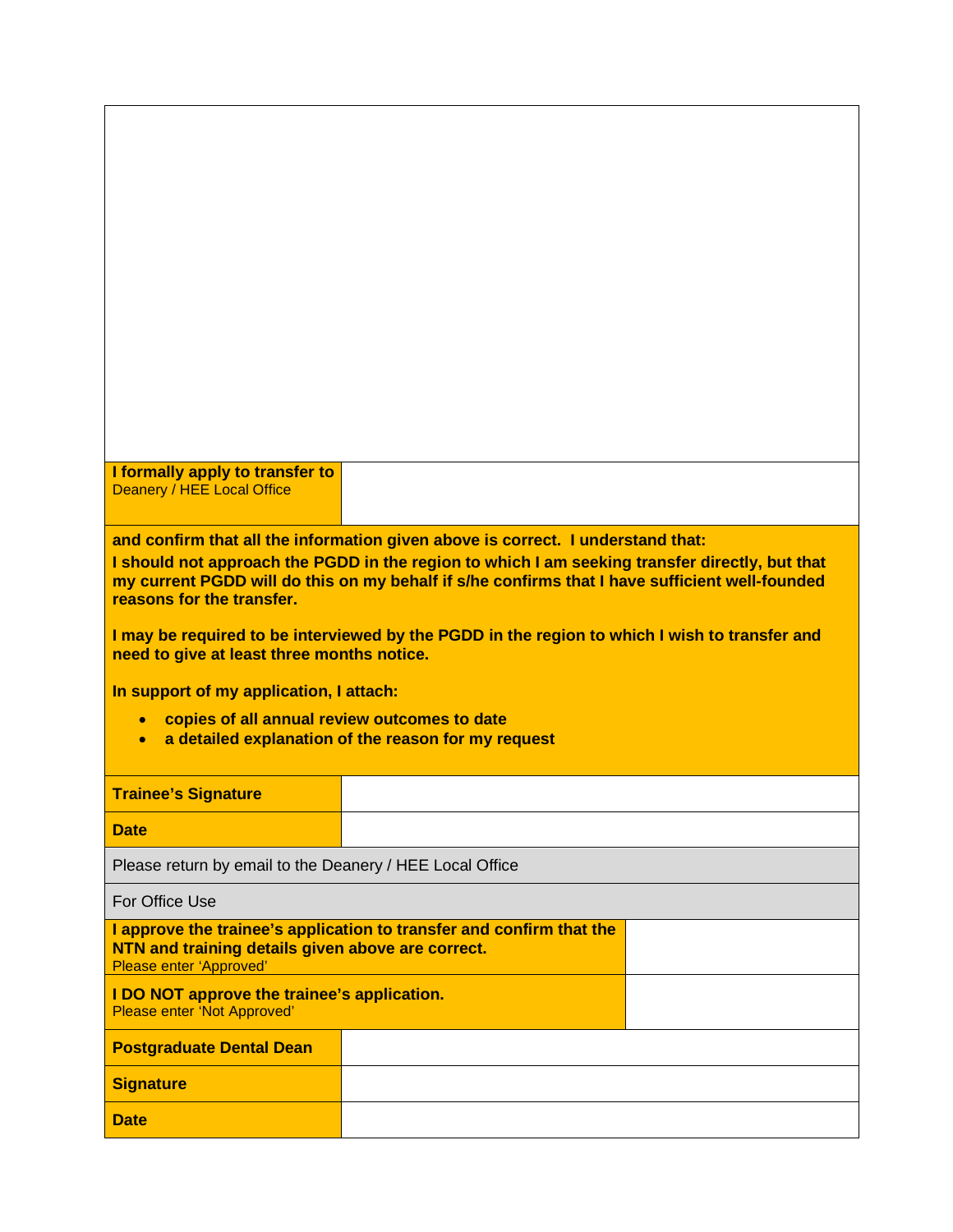| | |
|---|---|
| **I formally apply to transfer to** Deanery / HEE Local Office | |

**and confirm that all the information given above is correct. I understand that:**

**I should not approach the PGDD in the region to which I am seeking transfer directly, but that my current PGDD will do this on my behalf if s/he confirms that I have sufficient well-founded reasons for the transfer.**

**I may be required to be interviewed by the PGDD in the region to which I wish to transfer and need to give at least three months notice.**

**In support of my application, I attach:**

- **copies of all annual review outcomes to date**
- **a detailed explanation of the reason for my request**

| | |
|---|---|
| **Trainee's Signature** | |
| **Date** | |

Please return by email to the Deanery / HEE Local Office

For Office Use

| | |
|---|---|
| **I approve the trainee's application to transfer and confirm that the NTN and training details given above are correct.** Please enter 'Approved' | |
| **I DO NOT approve the trainee's application.** Please enter 'Not Approved' | |

| | |
|---|---|
| **Postgraduate Dental Dean** | |
| **Signature** | |
| **Date** | |